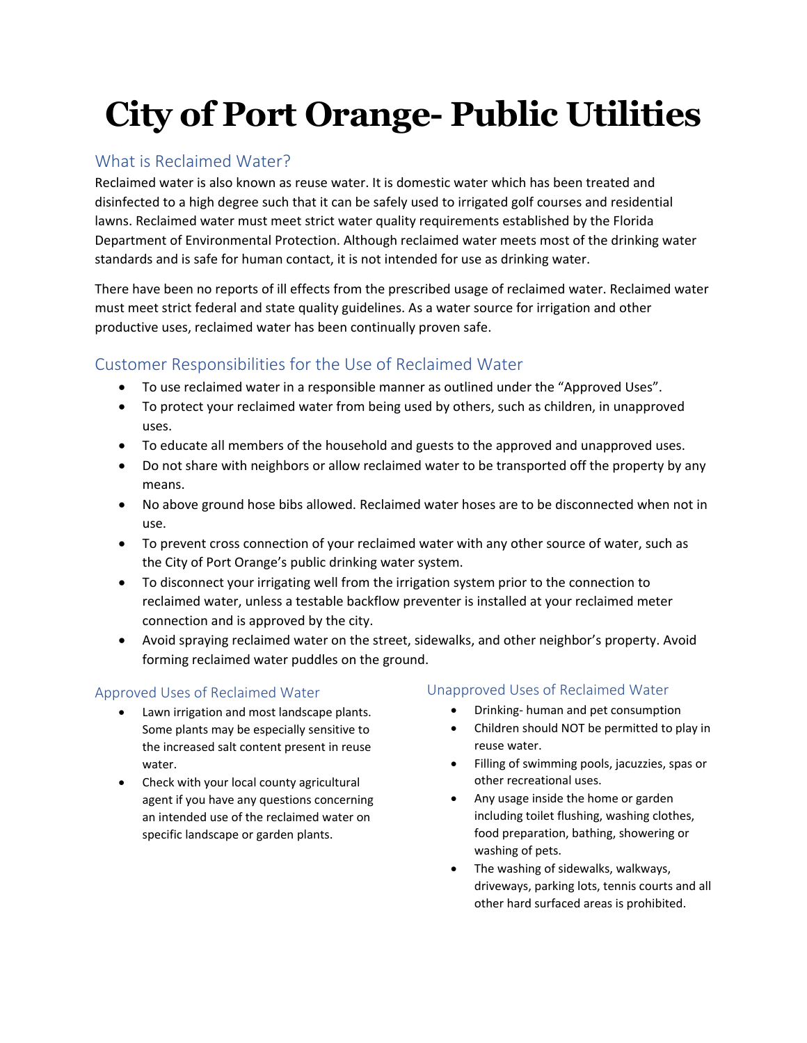# City of Port Orange- Public Utilities

## What is Reclaimed Water?

Reclaimed water is also known as reuse water. It is domestic water which has been treated and disinfected to a high degree such that it can be safely used to irrigated golf courses and residential lawns. Reclaimed water must meet strict water quality requirements established by the Florida Department of Environmental Protection. Although reclaimed water meets most of the drinking water standards and is safe for human contact, it is not intended for use as drinking water.

There have been no reports of ill effects from the prescribed usage of reclaimed water. Reclaimed water must meet strict federal and state quality guidelines. As a water source for irrigation and other productive uses, reclaimed water has been continually proven safe.

## Customer Responsibilities for the Use of Reclaimed Water

- To use reclaimed water in a responsible manner as outlined under the "Approved Uses".
- To protect your reclaimed water from being used by others, such as children, in unapproved uses.
- To educate all members of the household and guests to the approved and unapproved uses.
- Do not share with neighbors or allow reclaimed water to be transported off the property by any means.
- No above ground hose bibs allowed. Reclaimed water hoses are to be disconnected when not in use.
- To prevent cross connection of your reclaimed water with any other source of water, such as the City of Port Orange's public drinking water system.
- To disconnect your irrigating well from the irrigation system prior to the connection to reclaimed water, unless a testable backflow preventer is installed at your reclaimed meter connection and is approved by the city.
- Avoid spraying reclaimed water on the street, sidewalks, and other neighbor's property. Avoid forming reclaimed water puddles on the ground.

## Approved Uses of Reclaimed Water

- Lawn irrigation and most landscape plants. Some plants may be especially sensitive to the increased salt content present in reuse water.
- Check with your local county agricultural agent if you have any questions concerning an intended use of the reclaimed water on specific landscape or garden plants.

## Unapproved Uses of Reclaimed Water

- Drinking- human and pet consumption
- Children should NOT be permitted to play in reuse water.
- Filling of swimming pools, jacuzzies, spas or other recreational uses.
- Any usage inside the home or garden including toilet flushing, washing clothes, food preparation, bathing, showering or washing of pets.
- The washing of sidewalks, walkways, driveways, parking lots, tennis courts and all other hard surfaced areas is prohibited.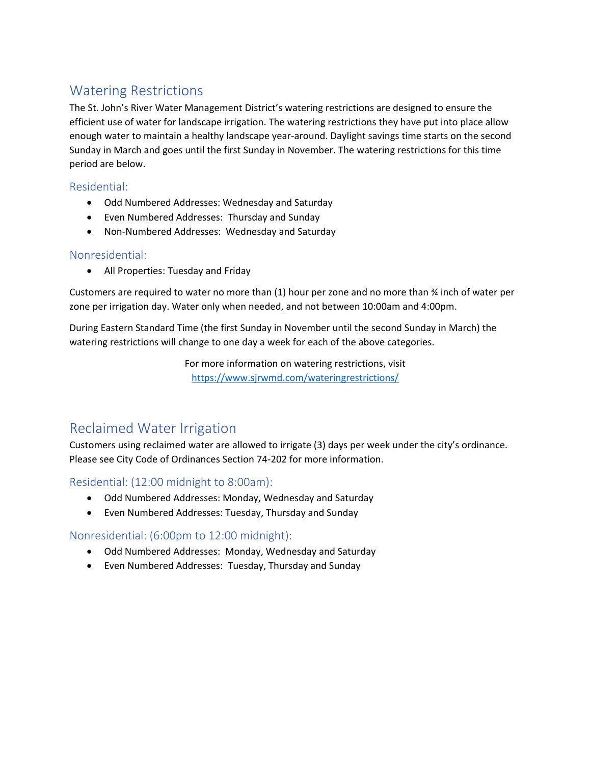## Watering Restrictions

The St. John's River Water Management District's watering restrictions are designed to ensure the efficient use of water for landscape irrigation. The watering restrictions they have put into place allow enough water to maintain a healthy landscape year-around. Daylight savings time starts on the second Sunday in March and goes until the first Sunday in November. The watering restrictions for this time period are below.

### Residential:

- Odd Numbered Addresses: Wednesday and Saturday
- Even Numbered Addresses: Thursday and Sunday
- Non-Numbered Addresses: Wednesday and Saturday

### Nonresidential:

- All Properties: Tuesday and Friday

Customers are required to water no more than (1) hour per zone and no more than ¾ inch of water per zone per irrigation day. Water only when needed, and not between 10:00am and 4:00pm.

During Eastern Standard Time (the first Sunday in November until the second Sunday in March) the watering restrictions will change to one day a week for each of the above categories.

For more information on watering restrictions, visit https://www.sjrwmd.com/wateringrestrictions/

## Reclaimed Water Irrigation

Customers using reclaimed water are allowed to irrigate (3) days per week under the city's ordinance. Please see City Code of Ordinances Section 74-202 for more information.

### Residential: (12:00 midnight to 8:00am):

- Odd Numbered Addresses: Monday, Wednesday and Saturday
- Even Numbered Addresses: Tuesday, Thursday and Sunday

### Nonresidential: (6:00pm to 12:00 midnight):

- Odd Numbered Addresses: Monday, Wednesday and Saturday
- Even Numbered Addresses: Tuesday, Thursday and Sunday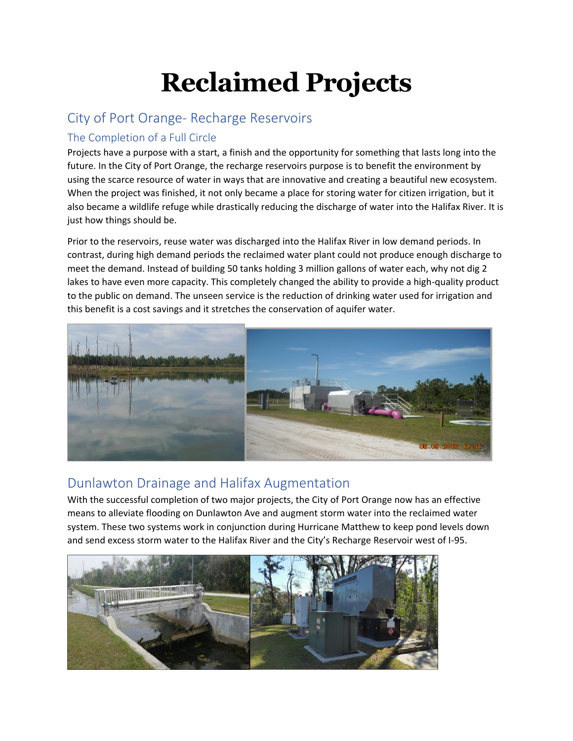# Reclaimed Projects

## City of Port Orange- Recharge Reservoirs

### The Completion of a Full Circle

Projects have a purpose with a start, a finish and the opportunity for something that lasts long into the future. In the City of Port Orange, the recharge reservoirs purpose is to benefit the environment by using the scarce resource of water in ways that are innovative and creating a beautiful new ecosystem. When the project was finished, it not only became a place for storing water for citizen irrigation, but it also became a wildlife refuge while drastically reducing the discharge of water into the Halifax River. It is just how things should be.

Prior to the reservoirs, reuse water was discharged into the Halifax River in low demand periods. In contrast, during high demand periods the reclaimed water plant could not produce enough discharge to meet the demand. Instead of building 50 tanks holding 3 million gallons of water each, why not dig 2 lakes to have even more capacity. This completely changed the ability to provide a high-quality product to the public on demand. The unseen service is the reduction of drinking water used for irrigation and this benefit is a cost savings and it stretches the conservation of aquifer water.

## Dunlawton Drainage and Halifax Augmentation

With the successful completion of two major projects, the City of Port Orange now has an effective means to alleviate flooding on Dunlawton Ave and augment storm water into the reclaimed water system. These two systems work in conjunction during Hurricane Matthew to keep pond levels down and send excess storm water to the Halifax River and the City's Recharge Reservoir west of I-95.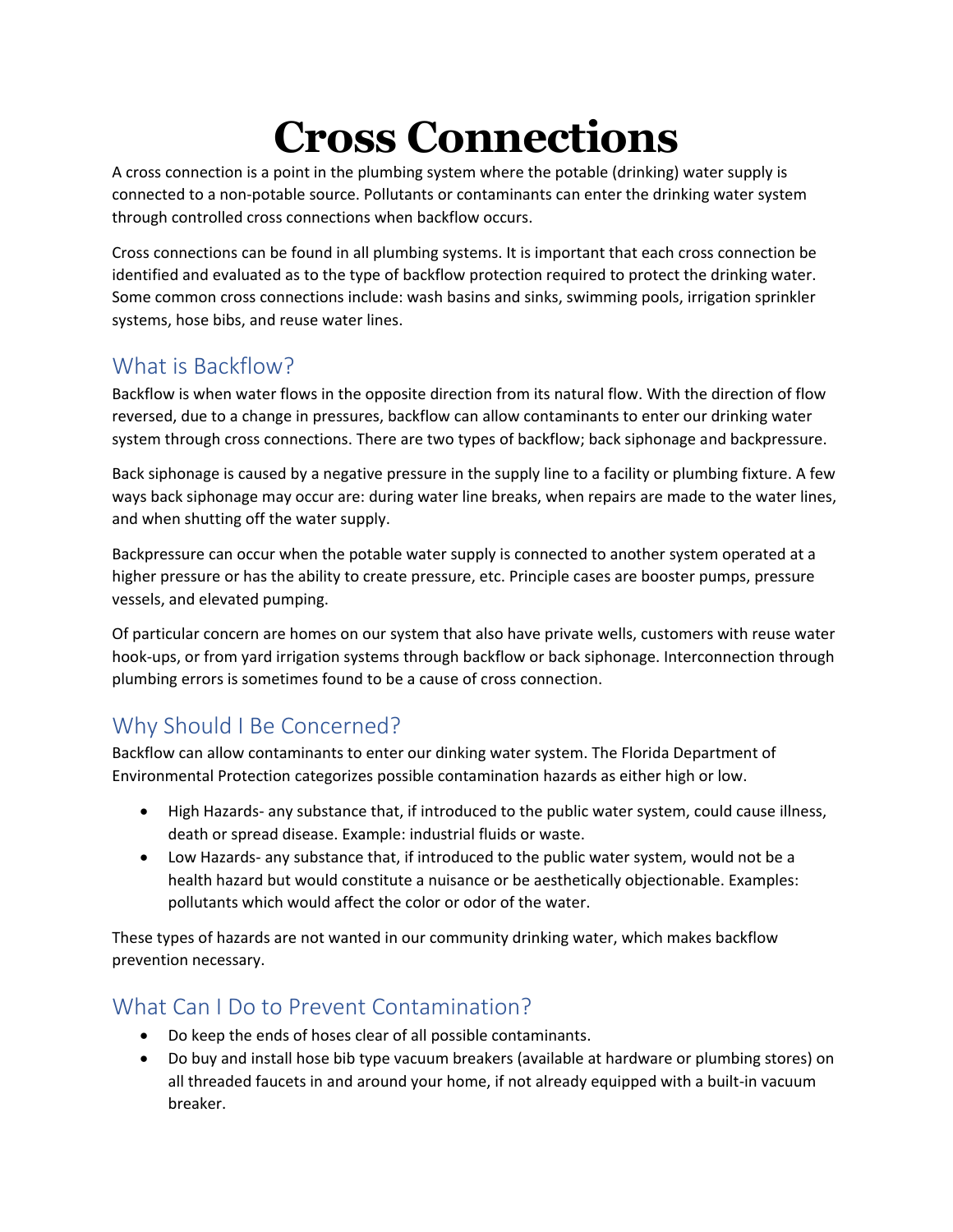# Cross Connections

A cross connection is a point in the plumbing system where the potable (drinking) water supply is connected to a non-potable source. Pollutants or contaminants can enter the drinking water system through controlled cross connections when backflow occurs.

Cross connections can be found in all plumbing systems. It is important that each cross connection be identified and evaluated as to the type of backflow protection required to protect the drinking water. Some common cross connections include: wash basins and sinks, swimming pools, irrigation sprinkler systems, hose bibs, and reuse water lines.

## What is Backflow?

Backflow is when water flows in the opposite direction from its natural flow. With the direction of flow reversed, due to a change in pressures, backflow can allow contaminants to enter our drinking water system through cross connections. There are two types of backflow; back siphonage and backpressure.

Back siphonage is caused by a negative pressure in the supply line to a facility or plumbing fixture. A few ways back siphonage may occur are: during water line breaks, when repairs are made to the water lines, and when shutting off the water supply.

Backpressure can occur when the potable water supply is connected to another system operated at a higher pressure or has the ability to create pressure, etc. Principle cases are booster pumps, pressure vessels, and elevated pumping.

Of particular concern are homes on our system that also have private wells, customers with reuse water hook-ups, or from yard irrigation systems through backflow or back siphonage. Interconnection through plumbing errors is sometimes found to be a cause of cross connection.

## Why Should I Be Concerned?

Backflow can allow contaminants to enter our dinking water system. The Florida Department of Environmental Protection categorizes possible contamination hazards as either high or low.

- High Hazards- any substance that, if introduced to the public water system, could cause illness, death or spread disease. Example: industrial fluids or waste.
- Low Hazards- any substance that, if introduced to the public water system, would not be a health hazard but would constitute a nuisance or be aesthetically objectionable. Examples: pollutants which would affect the color or odor of the water.

These types of hazards are not wanted in our community drinking water, which makes backflow prevention necessary.

## What Can I Do to Prevent Contamination?

- Do keep the ends of hoses clear of all possible contaminants.
- Do buy and install hose bib type vacuum breakers (available at hardware or plumbing stores) on all threaded faucets in and around your home, if not already equipped with a built-in vacuum breaker.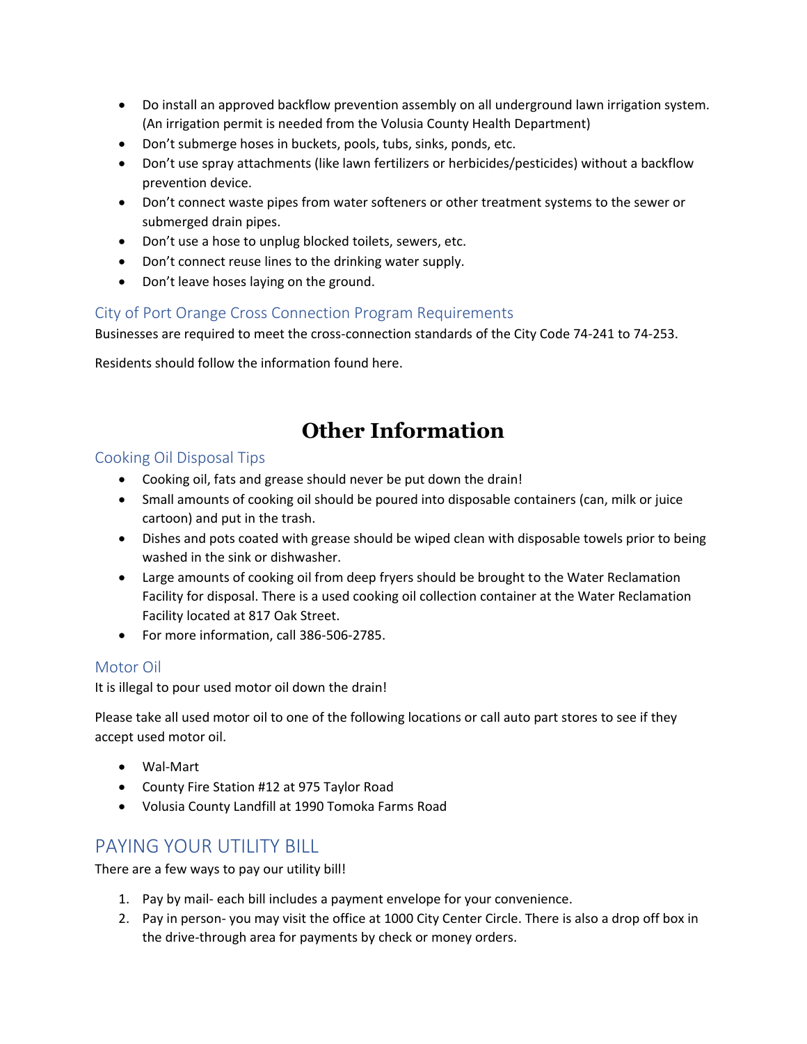- Do install an approved backflow prevention assembly on all underground lawn irrigation system. (An irrigation permit is needed from the Volusia County Health Department)
- Don't submerge hoses in buckets, pools, tubs, sinks, ponds, etc.
- Don't use spray attachments (like lawn fertilizers or herbicides/pesticides) without a backflow prevention device.
- Don't connect waste pipes from water softeners or other treatment systems to the sewer or submerged drain pipes.
- Don't use a hose to unplug blocked toilets, sewers, etc.
- Don't connect reuse lines to the drinking water supply.
- Don't leave hoses laying on the ground.

### City of Port Orange Cross Connection Program Requirements

Businesses are required to meet the cross-connection standards of the City Code 74-241 to 74-253.

Residents should follow the information found here.

# Other Information

### Cooking Oil Disposal Tips

- Cooking oil, fats and grease should never be put down the drain!
- Small amounts of cooking oil should be poured into disposable containers (can, milk or juice cartoon) and put in the trash.
- Dishes and pots coated with grease should be wiped clean with disposable towels prior to being washed in the sink or dishwasher.
- Large amounts of cooking oil from deep fryers should be brought to the Water Reclamation Facility for disposal. There is a used cooking oil collection container at the Water Reclamation Facility located at 817 Oak Street.
- For more information, call 386-506-2785.

### Motor Oil

It is illegal to pour used motor oil down the drain!

Please take all used motor oil to one of the following locations or call auto part stores to see if they accept used motor oil.

- Wal-Mart
- County Fire Station #12 at 975 Taylor Road
- Volusia County Landfill at 1990 Tomoka Farms Road

## PAYING YOUR UTILITY BILL

There are a few ways to pay our utility bill!

1. Pay by mail- each bill includes a payment envelope for your convenience.
2. Pay in person- you may visit the office at 1000 City Center Circle. There is also a drop off box in the drive-through area for payments by check or money orders.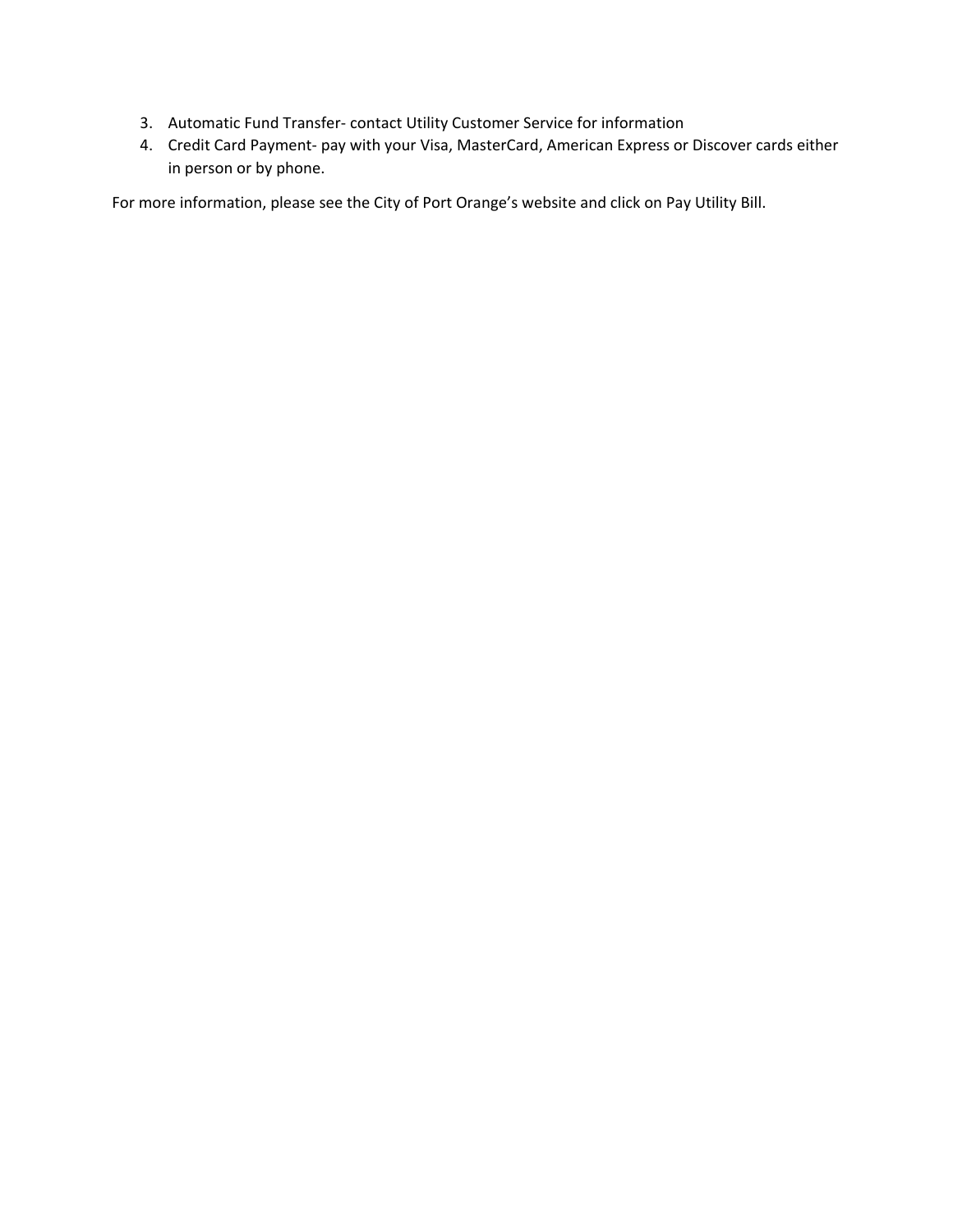3. Automatic Fund Transfer- contact Utility Customer Service for information
4. Credit Card Payment- pay with your Visa, MasterCard, American Express or Discover cards either in person or by phone.

For more information, please see the City of Port Orange's website and click on Pay Utility Bill.